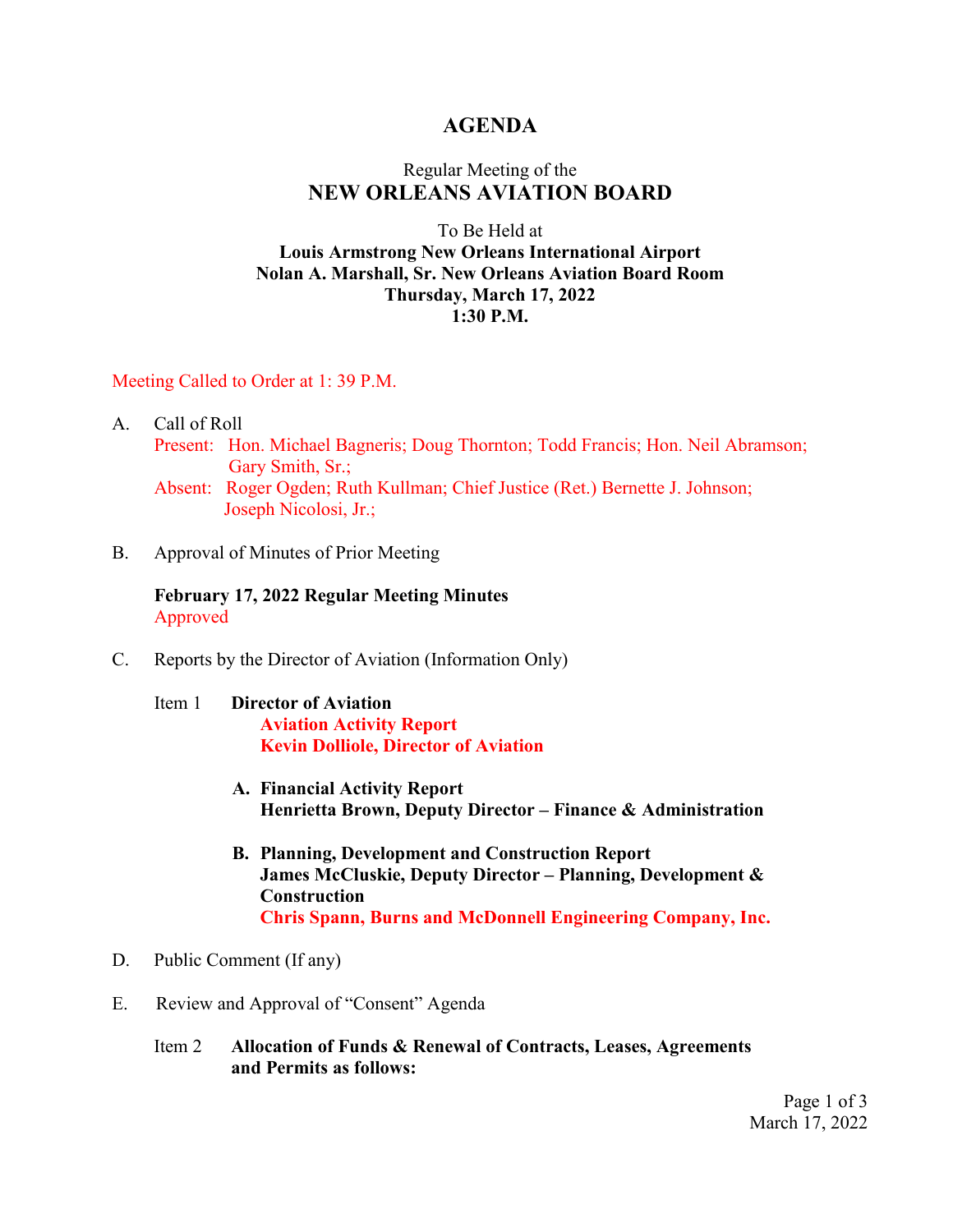# AGENDA

Regular Meeting of the
## NEW ORLEANS AVIATION BOARD

To Be Held at
**Louis Armstrong New Orleans International Airport**
**Nolan A. Marshall, Sr. New Orleans Aviation Board Room**
**Thursday, March 17, 2022**
**1:30 P.M.**

Meeting Called to Order at 1: 39 P.M.

A. Call of Roll

Present: Hon. Michael Bagneris; Doug Thornton; Todd Francis; Hon. Neil Abramson; Gary Smith, Sr.;

Absent: Roger Ogden; Ruth Kullman; Chief Justice (Ret.) Bernette J. Johnson; Joseph Nicolosi, Jr.;

B. Approval of Minutes of Prior Meeting

**February 17, 2022 Regular Meeting Minutes**
Approved

C. Reports by the Director of Aviation (Information Only)

Item 1 **Director of Aviation**
**Aviation Activity Report**
**Kevin Dolliole, Director of Aviation**

**A. Financial Activity Report**
**Henrietta Brown, Deputy Director – Finance & Administration**

**B. Planning, Development and Construction Report**
**James McCluskie, Deputy Director – Planning, Development & Construction**
**Chris Spann, Burns and McDonnell Engineering Company, Inc.**

D. Public Comment (If any)

E. Review and Approval of "Consent" Agenda

Item 2 **Allocation of Funds & Renewal of Contracts, Leases, Agreements and Permits as follows:**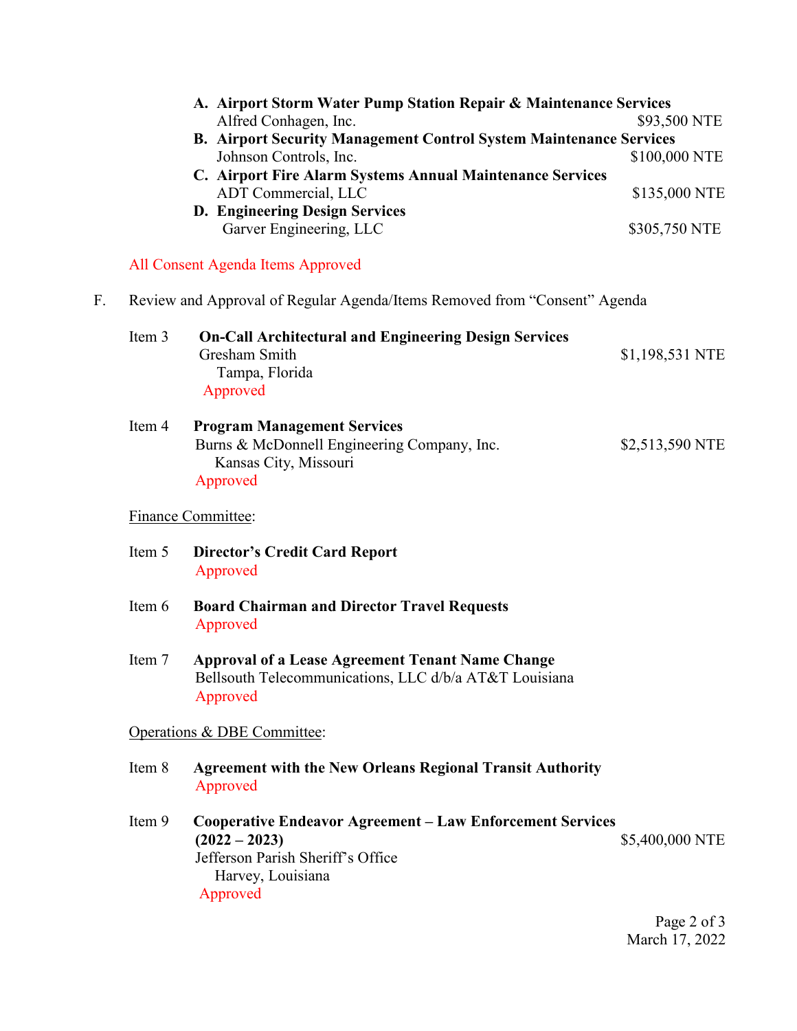A. **Airport Storm Water Pump Station Repair & Maintenance Services**
   Alfred Conhagen, Inc. $93,500 NTE
B. **Airport Security Management Control System Maintenance Services**
   Johnson Controls, Inc. $100,000 NTE
C. **Airport Fire Alarm Systems Annual Maintenance Services**
   ADT Commercial, LLC $135,000 NTE
D. **Engineering Design Services**
   Garver Engineering, LLC $305,750 NTE

All Consent Agenda Items Approved

F. Review and Approval of Regular Agenda/Items Removed from "Consent" Agenda

Item 3 **On-Call Architectural and Engineering Design Services**
Gresham Smith $1,198,531 NTE
Tampa, Florida
Approved

Item 4 **Program Management Services**
Burns & McDonnell Engineering Company, Inc. $2,513,590 NTE
Kansas City, Missouri
Approved

Finance Committee:

Item 5 **Director's Credit Card Report**
Approved

Item 6 **Board Chairman and Director Travel Requests**
Approved

Item 7 **Approval of a Lease Agreement Tenant Name Change**
Bellsouth Telecommunications, LLC d/b/a AT&T Louisiana
Approved

Operations & DBE Committee:

Item 8 **Agreement with the New Orleans Regional Transit Authority**
Approved

Item 9 **Cooperative Endeavor Agreement – Law Enforcement Services (2022 – 2023)** $5,400,000 NTE
Jefferson Parish Sheriff's Office
Harvey, Louisiana
Approved

March 17, 2022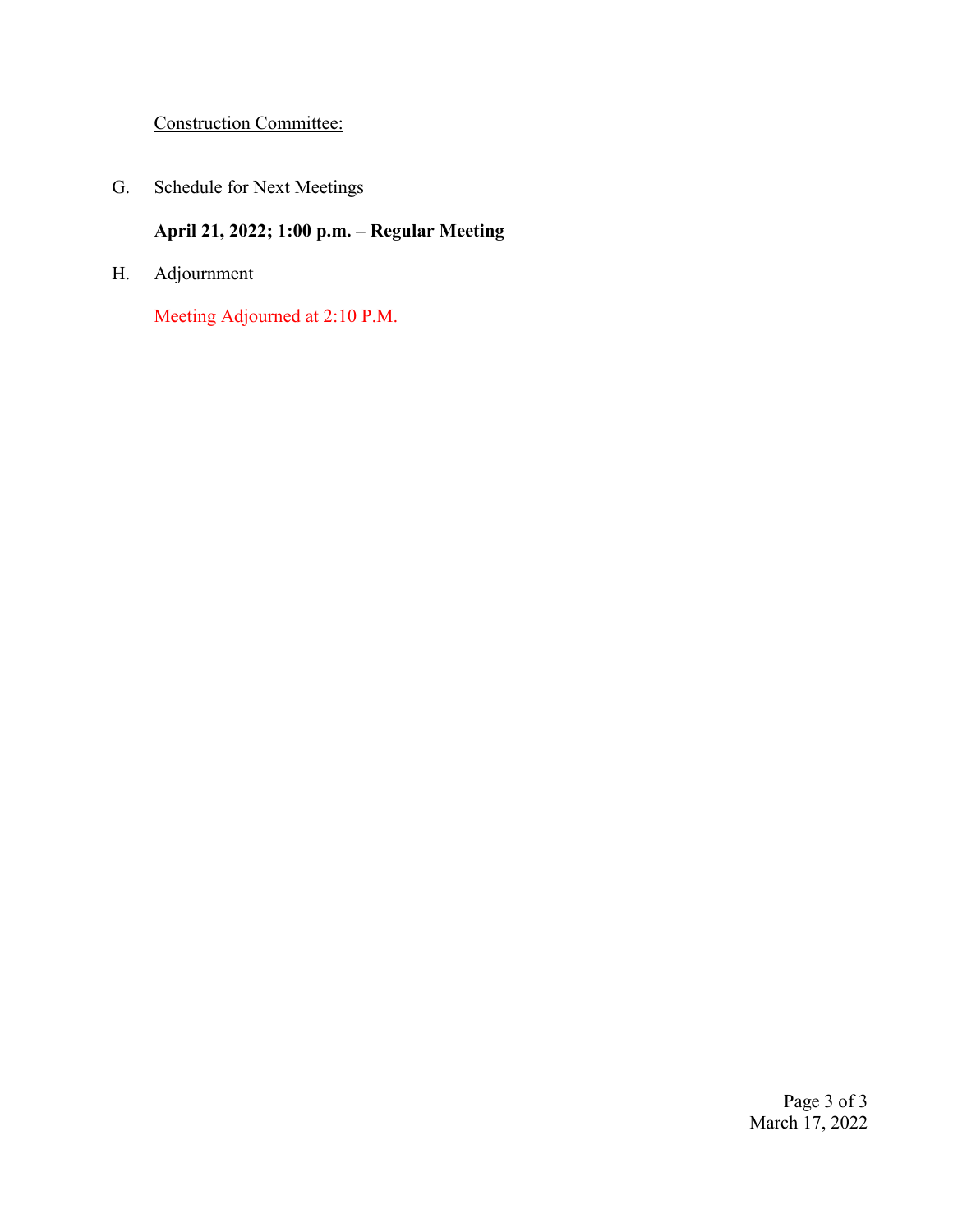Construction Committee:

G. Schedule for Next Meetings

**April 21, 2022; 1:00 p.m. – Regular Meeting**

H. Adjournment

Meeting Adjourned at 2:10 P.M.